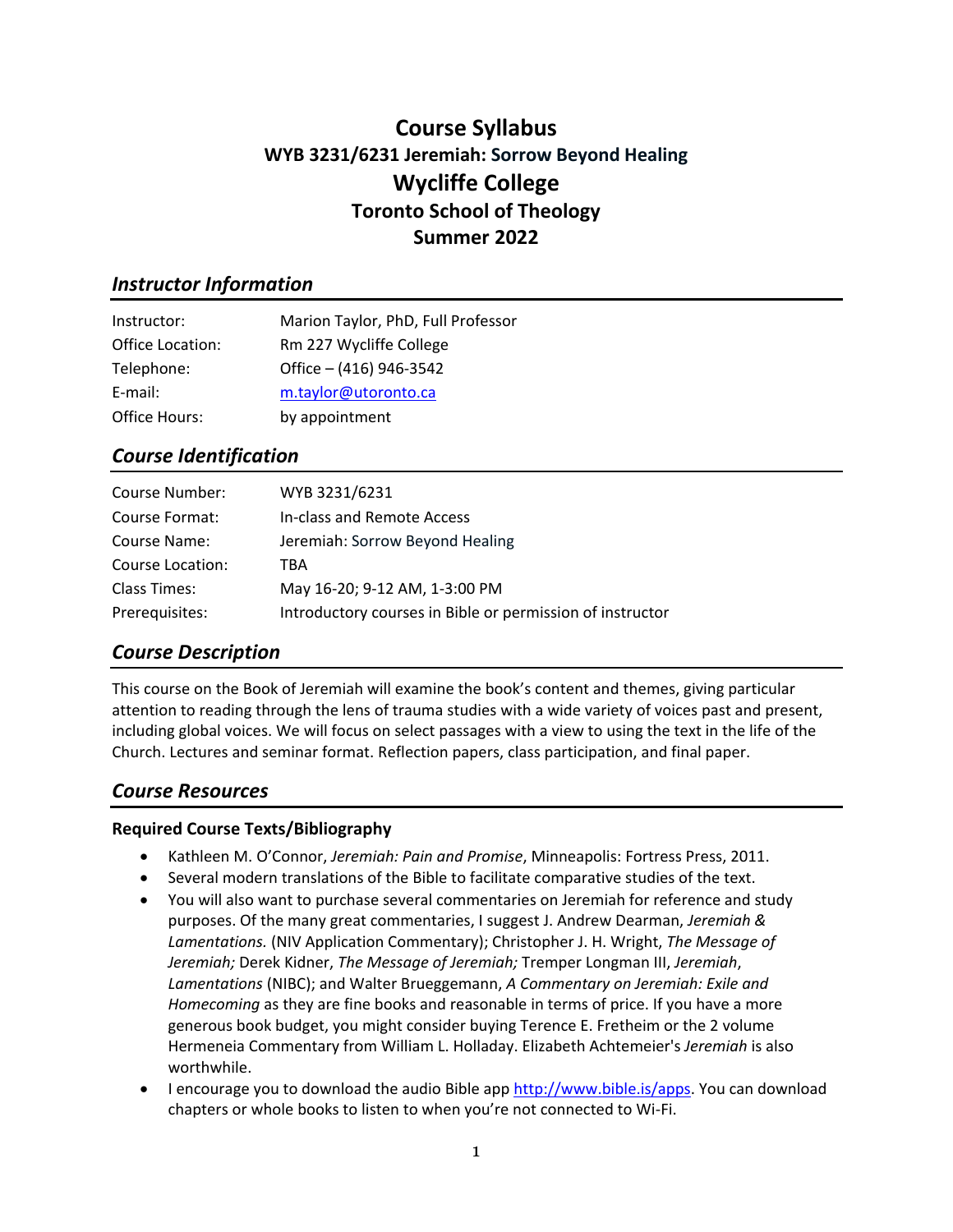# Course Syllabus

## WYB 3231/6231 Jeremiah: Sorrow Beyond Healing

# Wycliffe College

## Toronto School of Theology

## Summer 2022

## *Instructor Information*

| | |
|---|---|
| Instructor: | Marion Taylor, PhD, Full Professor |
| Office Location: | Rm 227 Wycliffe College |
| Telephone: | Office – (416) 946-3542 |
| E-mail: | m.taylor@utoronto.ca |
| Office Hours: | by appointment |

## *Course Identification*

| | |
|---|---|
| Course Number: | WYB 3231/6231 |
| Course Format: | In-class and Remote Access |
| Course Name: | Jeremiah: Sorrow Beyond Healing |
| Course Location: | TBA |
| Class Times: | May 16-20; 9-12 AM, 1-3:00 PM |
| Prerequisites: | Introductory courses in Bible or permission of instructor |

## *Course Description*

This course on the Book of Jeremiah will examine the book's content and themes, giving particular attention to reading through the lens of trauma studies with a wide variety of voices past and present, including global voices. We will focus on select passages with a view to using the text in the life of the Church. Lectures and seminar format. Reflection papers, class participation, and final paper.

## *Course Resources*

### Required Course Texts/Bibliography

- Kathleen M. O'Connor, *Jeremiah: Pain and Promise*, Minneapolis: Fortress Press, 2011.
- Several modern translations of the Bible to facilitate comparative studies of the text.
- You will also want to purchase several commentaries on Jeremiah for reference and study purposes. Of the many great commentaries, I suggest J. Andrew Dearman, *Jeremiah & Lamentations.* (NIV Application Commentary); Christopher J. H. Wright, *The Message of Jeremiah;* Derek Kidner, *The Message of Jeremiah;* Tremper Longman III, *Jeremiah*, *Lamentations* (NIBC); and Walter Brueggemann, *A Commentary on Jeremiah: Exile and Homecoming* as they are fine books and reasonable in terms of price. If you have a more generous book budget, you might consider buying Terence E. Fretheim or the 2 volume Hermeneia Commentary from William L. Holladay. Elizabeth Achtemeier's *Jeremiah* is also worthwhile.
- I encourage you to download the audio Bible app http://www.bible.is/apps. You can download chapters or whole books to listen to when you're not connected to Wi-Fi.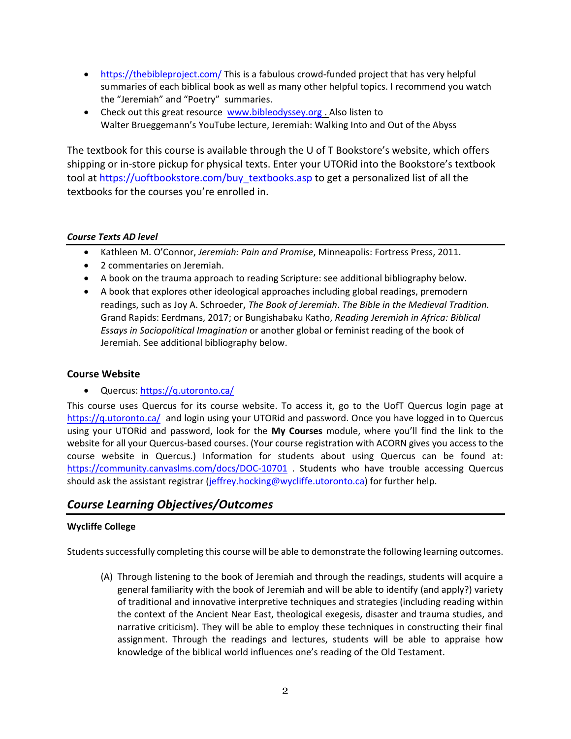- https://thebibleproject.com/ This is a fabulous crowd-funded project that has very helpful summaries of each biblical book as well as many other helpful topics. I recommend you watch the "Jeremiah" and "Poetry" summaries.
- Check out this great resource www.bibleodyssey.org . Also listen to Walter Brueggemann's YouTube lecture, Jeremiah: Walking Into and Out of the Abyss

The textbook for this course is available through the U of T Bookstore's website, which offers shipping or in-store pickup for physical texts. Enter your UTORid into the Bookstore's textbook tool at https://uoftbookstore.com/buy_textbooks.asp to get a personalized list of all the textbooks for the courses you're enrolled in.

#### *Course Texts AD level*

- Kathleen M. O'Connor, *Jeremiah: Pain and Promise*, Minneapolis: Fortress Press, 2011.
- 2 commentaries on Jeremiah.
- A book on the trauma approach to reading Scripture: see additional bibliography below.
- A book that explores other ideological approaches including global readings, premodern readings, such as Joy A. Schroeder, *The Book of Jeremiah*. *The Bible in the Medieval Tradition.* Grand Rapids: Eerdmans, 2017; or Bungishabaku Katho, *Reading Jeremiah in Africa: Biblical Essays in Sociopolitical Imagination* or another global or feminist reading of the book of Jeremiah. See additional bibliography below.

### Course Website

- Quercus: https://q.utoronto.ca/

This course uses Quercus for its course website. To access it, go to the UofT Quercus login page at https://q.utoronto.ca/ and login using your UTORid and password. Once you have logged in to Quercus using your UTORid and password, look for the **My Courses** module, where you'll find the link to the website for all your Quercus-based courses. (Your course registration with ACORN gives you access to the course website in Quercus.) Information for students about using Quercus can be found at: https://community.canvaslms.com/docs/DOC-10701 . Students who have trouble accessing Quercus should ask the assistant registrar (jeffrey.hocking@wycliffe.utoronto.ca) for further help.

## *Course Learning Objectives/Outcomes*

#### Wycliffe College

Students successfully completing this course will be able to demonstrate the following learning outcomes.

(A) Through listening to the book of Jeremiah and through the readings, students will acquire a general familiarity with the book of Jeremiah and will be able to identify (and apply?) variety of traditional and innovative interpretive techniques and strategies (including reading within the context of the Ancient Near East, theological exegesis, disaster and trauma studies, and narrative criticism). They will be able to employ these techniques in constructing their final assignment. Through the readings and lectures, students will be able to appraise how knowledge of the biblical world influences one's reading of the Old Testament.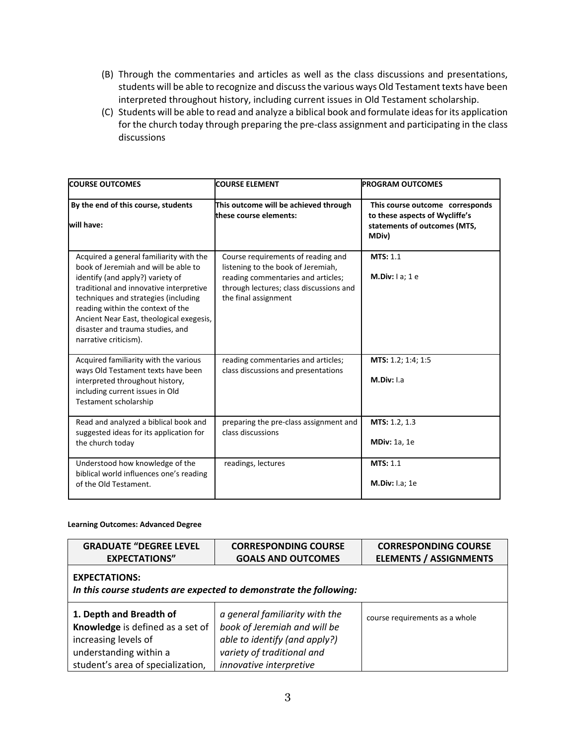(B) Through the commentaries and articles as well as the class discussions and presentations, students will be able to recognize and discuss the various ways Old Testament texts have been interpreted throughout history, including current issues in Old Testament scholarship.

(C) Students will be able to read and analyze a biblical book and formulate ideas for its application for the church today through preparing the pre-class assignment and participating in the class discussions

| **COURSE OUTCOMES** | **COURSE ELEMENT** | **PROGRAM OUTCOMES** |
|---|---|---|
| **By the end of this course, students will have:** | **This outcome will be achieved through these course elements:** | **This course outcome corresponds to these aspects of Wycliffe's statements of outcomes (MTS, MDiv)** |
| Acquired a general familiarity with the book of Jeremiah and will be able to identify (and apply?) variety of traditional and innovative interpretive techniques and strategies (including reading within the context of the Ancient Near East, theological exegesis, disaster and trauma studies, and narrative criticism). | Course requirements of reading and listening to the book of Jeremiah, reading commentaries and articles; through lectures; class discussions and the final assignment | **MTS:** 1.1<br>**M.Div:** I a; 1 e |
| Acquired familiarity with the various ways Old Testament texts have been interpreted throughout history, including current issues in Old Testament scholarship | reading commentaries and articles; class discussions and presentations | **MTS:** 1.2; 1:4; 1:5<br>**M.Div:** I.a |
| Read and analyzed a biblical book and suggested ideas for its application for the church today | preparing the pre-class assignment and class discussions | **MTS:** 1.2, 1.3<br>**MDiv:** 1a, 1e |
| Understood how knowledge of the biblical world influences one's reading of the Old Testament. | readings, lectures | **MTS:** 1.1<br>**M.Div:** I.a; 1e |

**Learning Outcomes: Advanced Degree**

| **GRADUATE "DEGREE LEVEL EXPECTATIONS"** | **CORRESPONDING COURSE GOALS AND OUTCOMES** | **CORRESPONDING COURSE ELEMENTS / ASSIGNMENTS** |
|---|---|---|
| **EXPECTATIONS:**<br>***In this course students are expected to demonstrate the following:*** | | |
| **1. Depth and Breadth of Knowledge** is defined as a set of increasing levels of understanding within a student's area of specialization, | *a general familiarity with the book of Jeremiah and will be able to identify (and apply?) variety of traditional and innovative interpretive* | course requirements as a whole |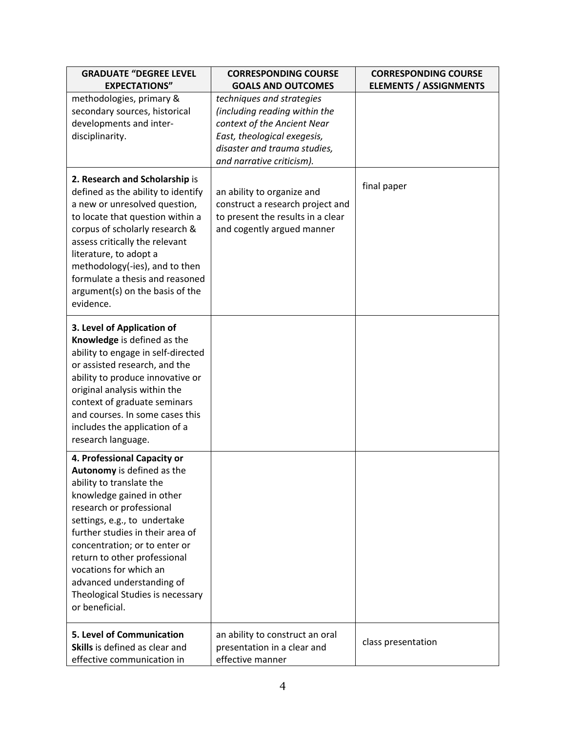| GRADUATE "DEGREE LEVEL EXPECTATIONS" | CORRESPONDING COURSE GOALS AND OUTCOMES | CORRESPONDING COURSE ELEMENTS / ASSIGNMENTS |
|---|---|---|
| methodologies, primary & secondary sources, historical developments and inter-disciplinarity. | *techniques and strategies (including reading within the context of the Ancient Near East, theological exegesis, disaster and trauma studies, and narrative criticism).* | |
| **2. Research and Scholarship** is defined as the ability to identify a new or unresolved question, to locate that question within a corpus of scholarly research & assess critically the relevant literature, to adopt a methodology(-ies), and to then formulate a thesis and reasoned argument(s) on the basis of the evidence. | an ability to organize and construct a research project and to present the results in a clear and cogently argued manner | final paper |
| **3. Level of Application of Knowledge** is defined as the ability to engage in self-directed or assisted research, and the ability to produce innovative or original analysis within the context of graduate seminars and courses. In some cases this includes the application of a research language. | | |
| **4. Professional Capacity or Autonomy** is defined as the ability to translate the knowledge gained in other research or professional settings, e.g., to undertake further studies in their area of concentration; or to enter or return to other professional vocations for which an advanced understanding of Theological Studies is necessary or beneficial. | | |
| **5. Level of Communication Skills** is defined as clear and effective communication in | an ability to construct an oral presentation in a clear and effective manner | class presentation |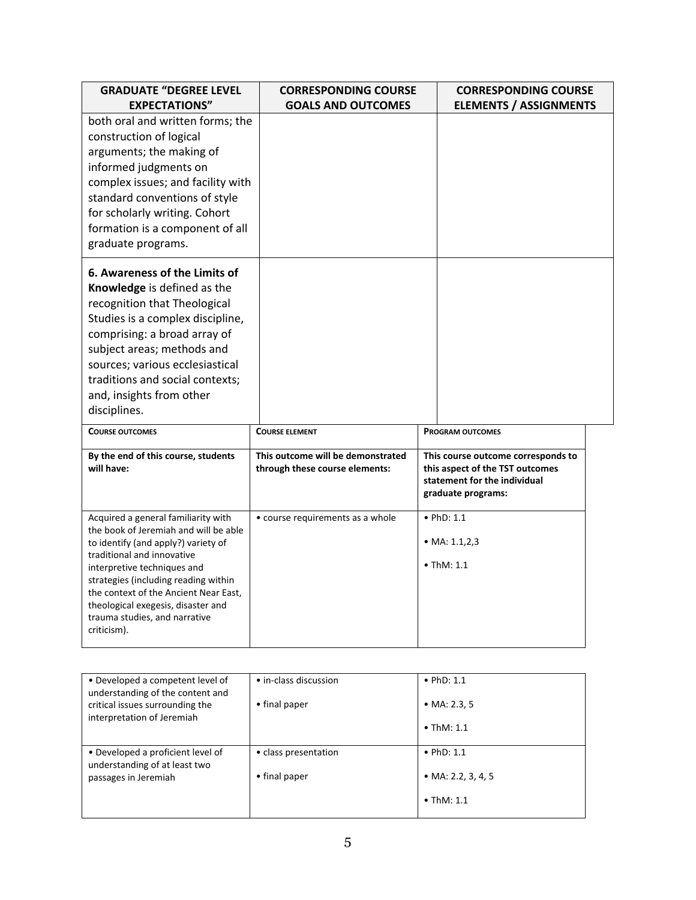| GRADUATE "DEGREE LEVEL EXPECTATIONS" | CORRESPONDING COURSE GOALS AND OUTCOMES | CORRESPONDING COURSE ELEMENTS / ASSIGNMENTS |
| --- | --- | --- |
| both oral and written forms; the construction of logical arguments; the making of informed judgments on complex issues; and facility with standard conventions of style for scholarly writing. Cohort formation is a component of all graduate programs. | | |
| **6. Awareness of the Limits of Knowledge** is defined as the recognition that Theological Studies is a complex discipline, comprising: a broad array of subject areas; methods and sources; various ecclesiastical traditions and social contexts; and, insights from other disciplines. | | |

| COURSE OUTCOMES | COURSE ELEMENT | PROGRAM OUTCOMES |
| --- | --- | --- |
| **By the end of this course, students will have:** | **This outcome will be demonstrated through these course elements:** | **This course outcome corresponds to this aspect of the TST outcomes statement for the individual graduate programs:** |
| Acquired a general familiarity with the book of Jeremiah and will be able to identify (and apply?) variety of traditional and innovative interpretive techniques and strategies (including reading within the context of the Ancient Near East, theological exegesis, disaster and trauma studies, and narrative criticism). | • course requirements as a whole | • PhD: 1.1<br>• MA: 1.1,2,3<br>• ThM: 1.1 |
| • Developed a competent level of understanding of the content and critical issues surrounding the interpretation of Jeremiah | • in-class discussion<br>• final paper | • PhD: 1.1<br>• MA: 2.3, 5<br>• ThM: 1.1 |
| • Developed a proficient level of understanding of at least two passages in Jeremiah | • class presentation<br>• final paper | • PhD: 1.1<br>• MA: 2.2, 3, 4, 5<br>• ThM: 1.1 |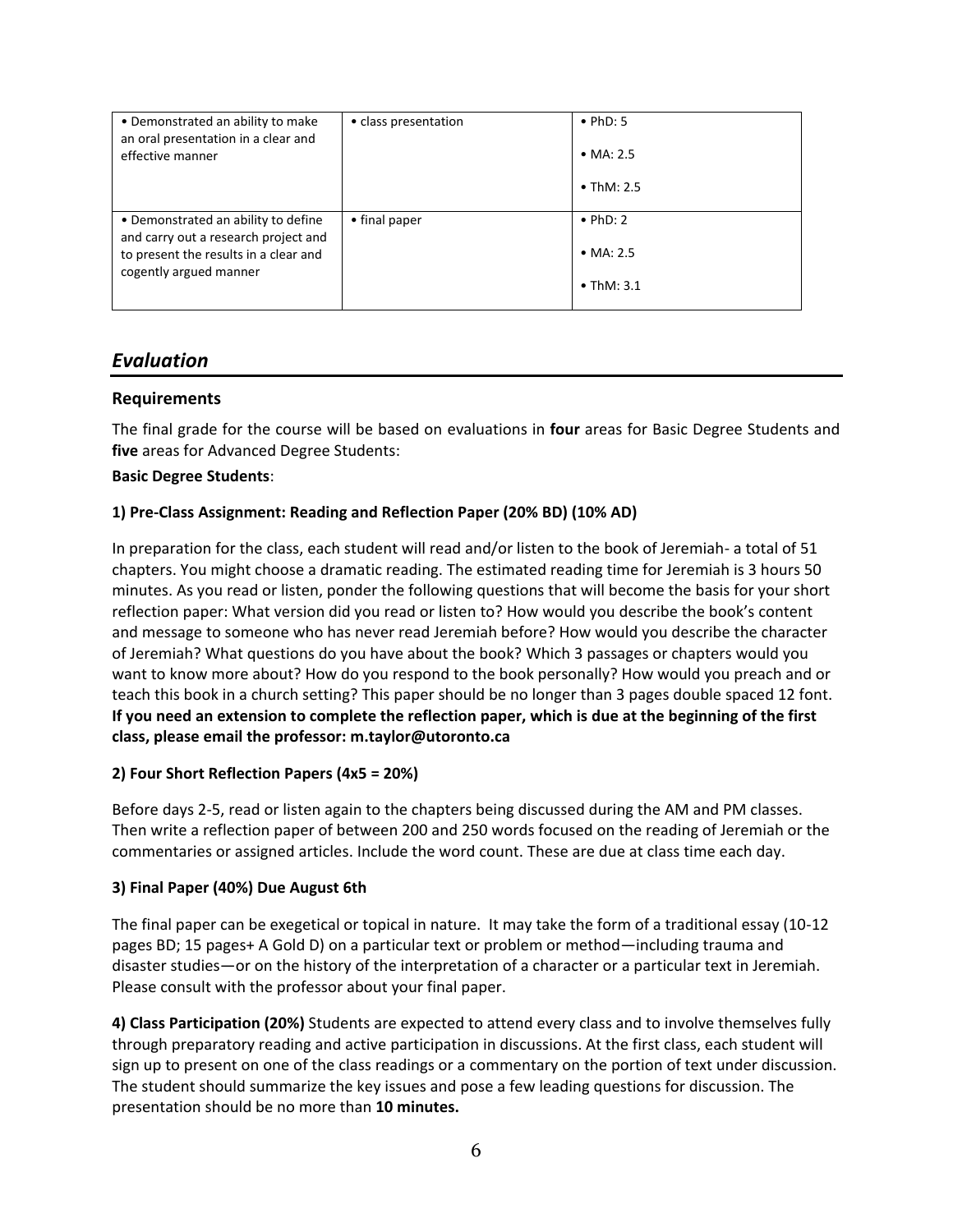| • Demonstrated an ability to make an oral presentation in a clear and effective manner | • class presentation | • PhD: 5<br>• MA: 2.5<br>• ThM: 2.5 |
|---|---|---|
| • Demonstrated an ability to define and carry out a research project and to present the results in a clear and cogently argued manner | • final paper | • PhD: 2<br>• MA: 2.5<br>• ThM: 3.1 |

## *Evaluation*

### Requirements

The final grade for the course will be based on evaluations in **four** areas for Basic Degree Students and **five** areas for Advanced Degree Students:

**Basic Degree Students**:

**1) Pre-Class Assignment: Reading and Reflection Paper (20% BD) (10% AD)**

In preparation for the class, each student will read and/or listen to the book of Jeremiah- a total of 51 chapters. You might choose a dramatic reading. The estimated reading time for Jeremiah is 3 hours 50 minutes. As you read or listen, ponder the following questions that will become the basis for your short reflection paper: What version did you read or listen to? How would you describe the book's content and message to someone who has never read Jeremiah before? How would you describe the character of Jeremiah? What questions do you have about the book? Which 3 passages or chapters would you want to know more about? How do you respond to the book personally? How would you preach and or teach this book in a church setting? This paper should be no longer than 3 pages double spaced 12 font. **If you need an extension to complete the reflection paper, which is due at the beginning of the first class, please email the professor: m.taylor@utoronto.ca**

**2) Four Short Reflection Papers (4x5 = 20%)**

Before days 2-5, read or listen again to the chapters being discussed during the AM and PM classes. Then write a reflection paper of between 200 and 250 words focused on the reading of Jeremiah or the commentaries or assigned articles. Include the word count. These are due at class time each day.

**3) Final Paper (40%) Due August 6th**

The final paper can be exegetical or topical in nature. It may take the form of a traditional essay (10-12 pages BD; 15 pages+ A Gold D) on a particular text or problem or method—including trauma and disaster studies—or on the history of the interpretation of a character or a particular text in Jeremiah. Please consult with the professor about your final paper.

**4) Class Participation (20%)** Students are expected to attend every class and to involve themselves fully through preparatory reading and active participation in discussions. At the first class, each student will sign up to present on one of the class readings or a commentary on the portion of text under discussion. The student should summarize the key issues and pose a few leading questions for discussion. The presentation should be no more than **10 minutes.**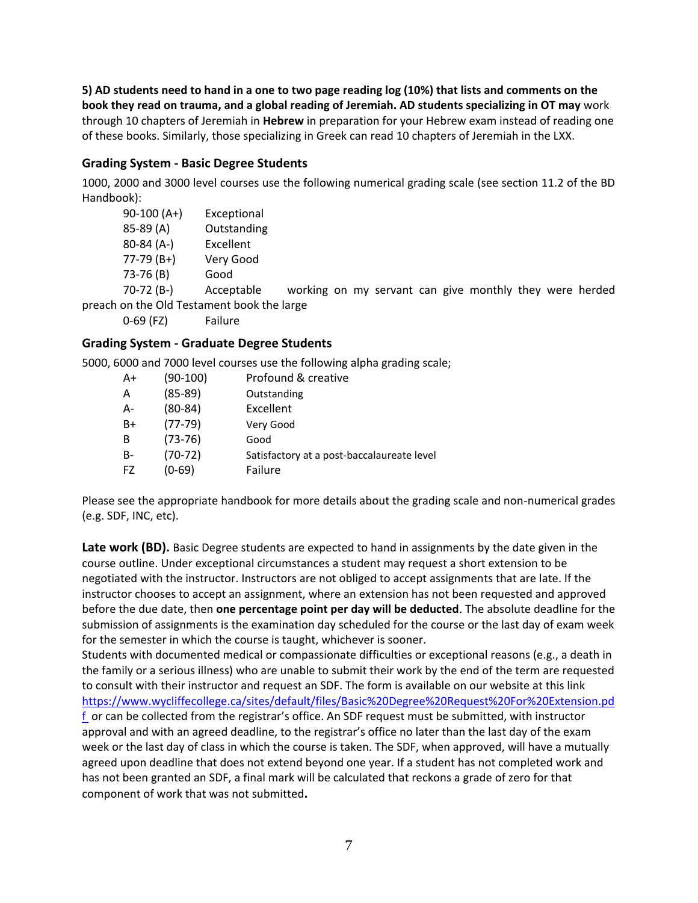**5) AD students need to hand in a one to two page reading log (10%) that lists and comments on the book they read on trauma, and a global reading of Jeremiah. AD students specializing in OT may** work through 10 chapters of Jeremiah in **Hebrew** in preparation for your Hebrew exam instead of reading one of these books. Similarly, those specializing in Greek can read 10 chapters of Jeremiah in the LXX.

### Grading System - Basic Degree Students

1000, 2000 and 3000 level courses use the following numerical grading scale (see section 11.2 of the BD Handbook):

| | |
|---|---|
| 90-100 (A+) | Exceptional |
| 85-89 (A) | Outstanding |
| 80-84 (A-) | Excellent |
| 77-79 (B+) | Very Good |
| 73-76 (B) | Good |
| 70-72 (B-) | Acceptable working on my servant can give monthly they were herded preach on the Old Testament book the large |
| 0-69 (FZ) | Failure |

### Grading System - Graduate Degree Students

5000, 6000 and 7000 level courses use the following alpha grading scale;

| | | |
|---|---|---|
| A+ | (90-100) | Profound & creative |
| A | (85-89) | Outstanding |
| A- | (80-84) | Excellent |
| B+ | (77-79) | Very Good |
| B | (73-76) | Good |
| B- | (70-72) | Satisfactory at a post-baccalaureate level |
| FZ | (0-69) | Failure |

Please see the appropriate handbook for more details about the grading scale and non-numerical grades (e.g. SDF, INC, etc).

**Late work (BD).** Basic Degree students are expected to hand in assignments by the date given in the course outline. Under exceptional circumstances a student may request a short extension to be negotiated with the instructor. Instructors are not obliged to accept assignments that are late. If the instructor chooses to accept an assignment, where an extension has not been requested and approved before the due date, then **one percentage point per day will be deducted**. The absolute deadline for the submission of assignments is the examination day scheduled for the course or the last day of exam week for the semester in which the course is taught, whichever is sooner.

Students with documented medical or compassionate difficulties or exceptional reasons (e.g., a death in the family or a serious illness) who are unable to submit their work by the end of the term are requested to consult with their instructor and request an SDF. The form is available on our website at this link https://www.wycliffecollege.ca/sites/default/files/Basic%20Degree%20Request%20For%20Extension.pdf or can be collected from the registrar's office. An SDF request must be submitted, with instructor approval and with an agreed deadline, to the registrar's office no later than the last day of the exam week or the last day of class in which the course is taken. The SDF, when approved, will have a mutually agreed upon deadline that does not extend beyond one year. If a student has not completed work and has not been granted an SDF, a final mark will be calculated that reckons a grade of zero for that component of work that was not submitted**.**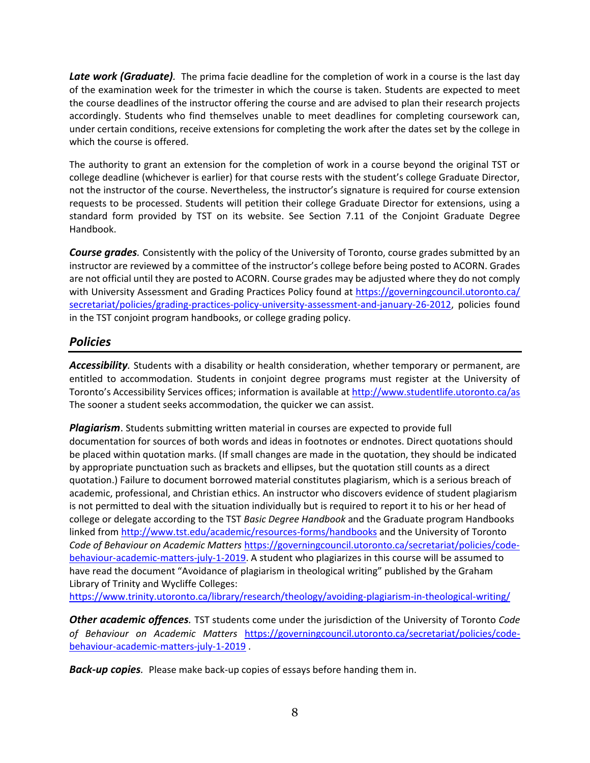***Late work (Graduate)****.* The prima facie deadline for the completion of work in a course is the last day of the examination week for the trimester in which the course is taken. Students are expected to meet the course deadlines of the instructor offering the course and are advised to plan their research projects accordingly. Students who find themselves unable to meet deadlines for completing coursework can, under certain conditions, receive extensions for completing the work after the dates set by the college in which the course is offered.

The authority to grant an extension for the completion of work in a course beyond the original TST or college deadline (whichever is earlier) for that course rests with the student's college Graduate Director, not the instructor of the course. Nevertheless, the instructor's signature is required for course extension requests to be processed. Students will petition their college Graduate Director for extensions, using a standard form provided by TST on its website. See Section 7.11 of the Conjoint Graduate Degree Handbook.

***Course grades****.* Consistently with the policy of the University of Toronto, course grades submitted by an instructor are reviewed by a committee of the instructor's college before being posted to ACORN. Grades are not official until they are posted to ACORN. Course grades may be adjusted where they do not comply with University Assessment and Grading Practices Policy found at https://governingcouncil.utoronto.ca/secretariat/policies/grading-practices-policy-university-assessment-and-january-26-2012, policies found in the TST conjoint program handbooks, or college grading policy.

## *Policies*

***Accessibility****.* Students with a disability or health consideration, whether temporary or permanent, are entitled to accommodation. Students in conjoint degree programs must register at the University of Toronto's Accessibility Services offices; information is available at http://www.studentlife.utoronto.ca/as The sooner a student seeks accommodation, the quicker we can assist.

***Plagiarism***. Students submitting written material in courses are expected to provide full documentation for sources of both words and ideas in footnotes or endnotes. Direct quotations should be placed within quotation marks. (If small changes are made in the quotation, they should be indicated by appropriate punctuation such as brackets and ellipses, but the quotation still counts as a direct quotation.) Failure to document borrowed material constitutes plagiarism, which is a serious breach of academic, professional, and Christian ethics. An instructor who discovers evidence of student plagiarism is not permitted to deal with the situation individually but is required to report it to his or her head of college or delegate according to the TST *Basic Degree Handbook* and the Graduate program Handbooks linked from http://www.tst.edu/academic/resources-forms/handbooks and the University of Toronto *Code of Behaviour on Academic Matters* https://governingcouncil.utoronto.ca/secretariat/policies/code-behaviour-academic-matters-july-1-2019. A student who plagiarizes in this course will be assumed to have read the document "Avoidance of plagiarism in theological writing" published by the Graham Library of Trinity and Wycliffe Colleges: https://www.trinity.utoronto.ca/library/research/theology/avoiding-plagiarism-in-theological-writing/

***Other academic offences****.* TST students come under the jurisdiction of the University of Toronto *Code of Behaviour on Academic Matters* https://governingcouncil.utoronto.ca/secretariat/policies/code-behaviour-academic-matters-july-1-2019 .

***Back-up copies****.* Please make back-up copies of essays before handing them in.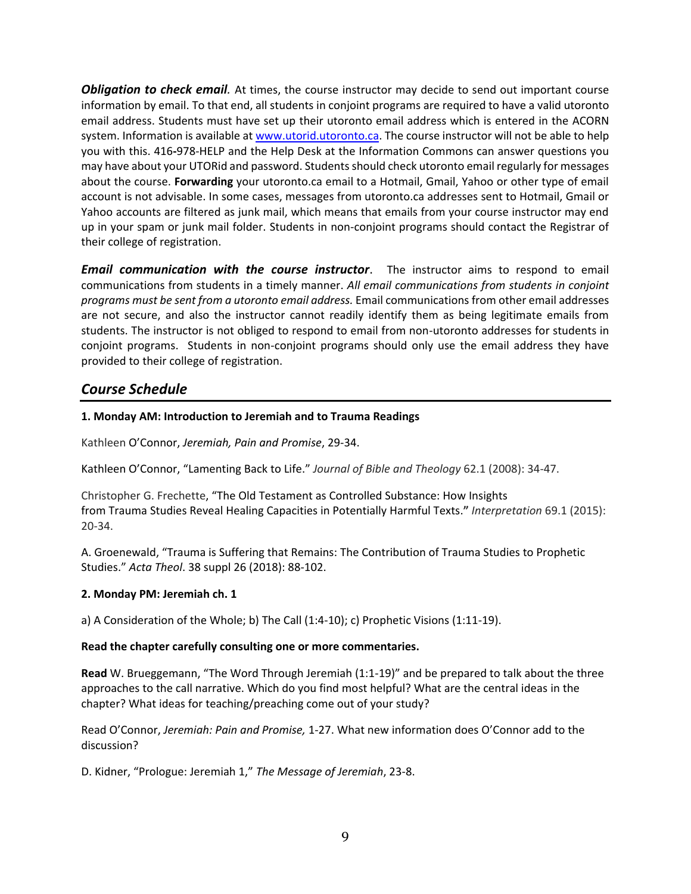***Obligation to check email***. At times, the course instructor may decide to send out important course information by email. To that end, all students in conjoint programs are required to have a valid utoronto email address. Students must have set up their utoronto email address which is entered in the ACORN system. Information is available at www.utorid.utoronto.ca. The course instructor will not be able to help you with this. 416-978-HELP and the Help Desk at the Information Commons can answer questions you may have about your UTORid and password. Students should check utoronto email regularly for messages about the course. **Forwarding** your utoronto.ca email to a Hotmail, Gmail, Yahoo or other type of email account is not advisable. In some cases, messages from utoronto.ca addresses sent to Hotmail, Gmail or Yahoo accounts are filtered as junk mail, which means that emails from your course instructor may end up in your spam or junk mail folder. Students in non-conjoint programs should contact the Registrar of their college of registration.

***Email communication with the course instructor***. The instructor aims to respond to email communications from students in a timely manner. *All email communications from students in conjoint programs must be sent from a utoronto email address.* Email communications from other email addresses are not secure, and also the instructor cannot readily identify them as being legitimate emails from students. The instructor is not obliged to respond to email from non-utoronto addresses for students in conjoint programs. Students in non-conjoint programs should only use the email address they have provided to their college of registration.

## *Course Schedule*

**1. Monday AM: Introduction to Jeremiah and to Trauma Readings**

Kathleen O'Connor, *Jeremiah, Pain and Promise*, 29-34.

Kathleen O'Connor, "Lamenting Back to Life." *Journal of Bible and Theology* 62.1 (2008): 34-47.

Christopher G. Frechette, "The Old Testament as Controlled Substance: How Insights from Trauma Studies Reveal Healing Capacities in Potentially Harmful Texts." *Interpretation* 69.1 (2015): 20-34.

A. Groenewald, "Trauma is Suffering that Remains: The Contribution of Trauma Studies to Prophetic Studies." *Acta Theol*. 38 suppl 26 (2018): 88-102.

**2. Monday PM: Jeremiah ch. 1**

a) A Consideration of the Whole; b) The Call (1:4-10); c) Prophetic Visions (1:11-19).

**Read the chapter carefully consulting one or more commentaries.**

**Read** W. Brueggemann, "The Word Through Jeremiah (1:1-19)" and be prepared to talk about the three approaches to the call narrative. Which do you find most helpful? What are the central ideas in the chapter? What ideas for teaching/preaching come out of your study?

Read O'Connor, *Jeremiah: Pain and Promise,* 1-27. What new information does O'Connor add to the discussion?

D. Kidner, "Prologue: Jeremiah 1," *The Message of Jeremiah*, 23-8.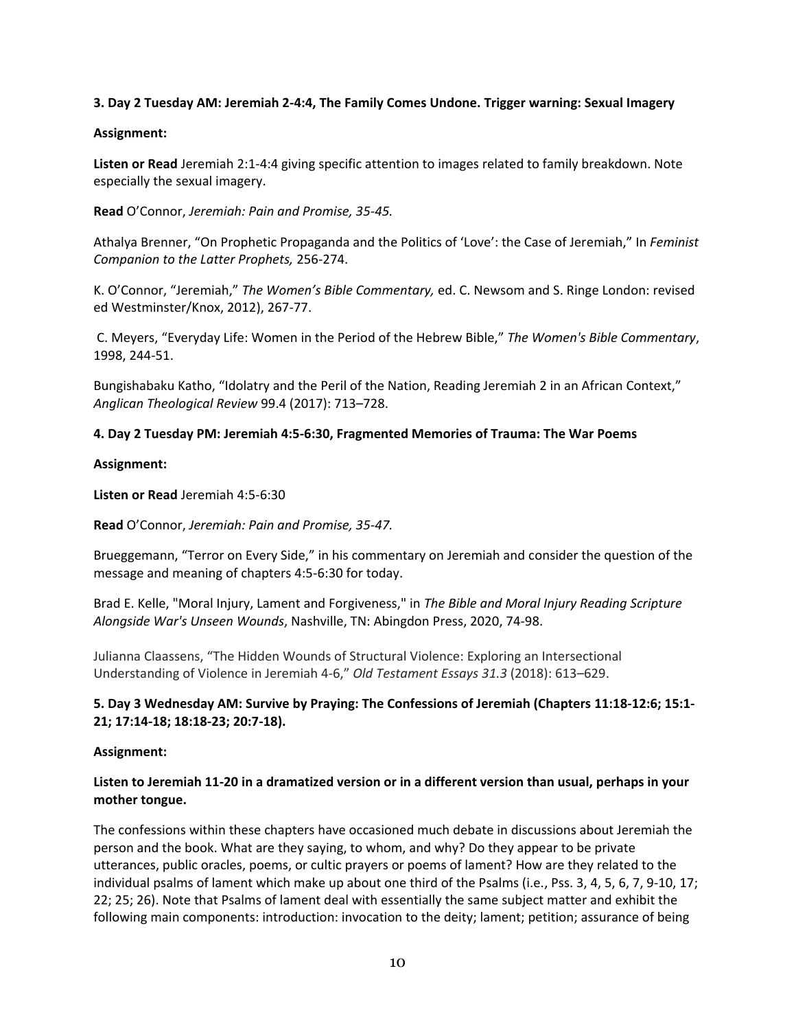**3. Day 2 Tuesday AM: Jeremiah 2-4:4, The Family Comes Undone. Trigger warning: Sexual Imagery**

**Assignment:**

**Listen or Read** Jeremiah 2:1-4:4 giving specific attention to images related to family breakdown. Note especially the sexual imagery.

**Read** O'Connor, *Jeremiah: Pain and Promise, 35-45.*

Athalya Brenner, "On Prophetic Propaganda and the Politics of 'Love': the Case of Jeremiah," In *Feminist Companion to the Latter Prophets,* 256-274.

K. O'Connor, "Jeremiah," *The Women's Bible Commentary,* ed. C. Newsom and S. Ringe London: revised ed Westminster/Knox, 2012), 267-77.

C. Meyers, "Everyday Life: Women in the Period of the Hebrew Bible," *The Women's Bible Commentary*, 1998, 244-51.

Bungishabaku Katho, "Idolatry and the Peril of the Nation, Reading Jeremiah 2 in an African Context," *Anglican Theological Review* 99.4 (2017): 713–728.

**4. Day 2 Tuesday PM: Jeremiah 4:5-6:30, Fragmented Memories of Trauma: The War Poems**

**Assignment:**

**Listen or Read** Jeremiah 4:5-6:30

**Read** O'Connor, *Jeremiah: Pain and Promise, 35-47.*

Brueggemann, "Terror on Every Side," in his commentary on Jeremiah and consider the question of the message and meaning of chapters 4:5-6:30 for today.

Brad E. Kelle, "Moral Injury, Lament and Forgiveness," in *The Bible and Moral Injury Reading Scripture Alongside War's Unseen Wounds*, Nashville, TN: Abingdon Press, 2020, 74-98.

Julianna Claassens, "The Hidden Wounds of Structural Violence: Exploring an Intersectional Understanding of Violence in Jeremiah 4-6," *Old Testament Essays 31.3* (2018): 613–629.

**5. Day 3 Wednesday AM: Survive by Praying: The Confessions of Jeremiah (Chapters 11:18-12:6; 15:1-21; 17:14-18; 18:18-23; 20:7-18).**

**Assignment:**

**Listen to Jeremiah 11-20 in a dramatized version or in a different version than usual, perhaps in your mother tongue.**

The confessions within these chapters have occasioned much debate in discussions about Jeremiah the person and the book. What are they saying, to whom, and why? Do they appear to be private utterances, public oracles, poems, or cultic prayers or poems of lament? How are they related to the individual psalms of lament which make up about one third of the Psalms (i.e., Pss. 3, 4, 5, 6, 7, 9-10, 17; 22; 25; 26). Note that Psalms of lament deal with essentially the same subject matter and exhibit the following main components: introduction: invocation to the deity; lament; petition; assurance of being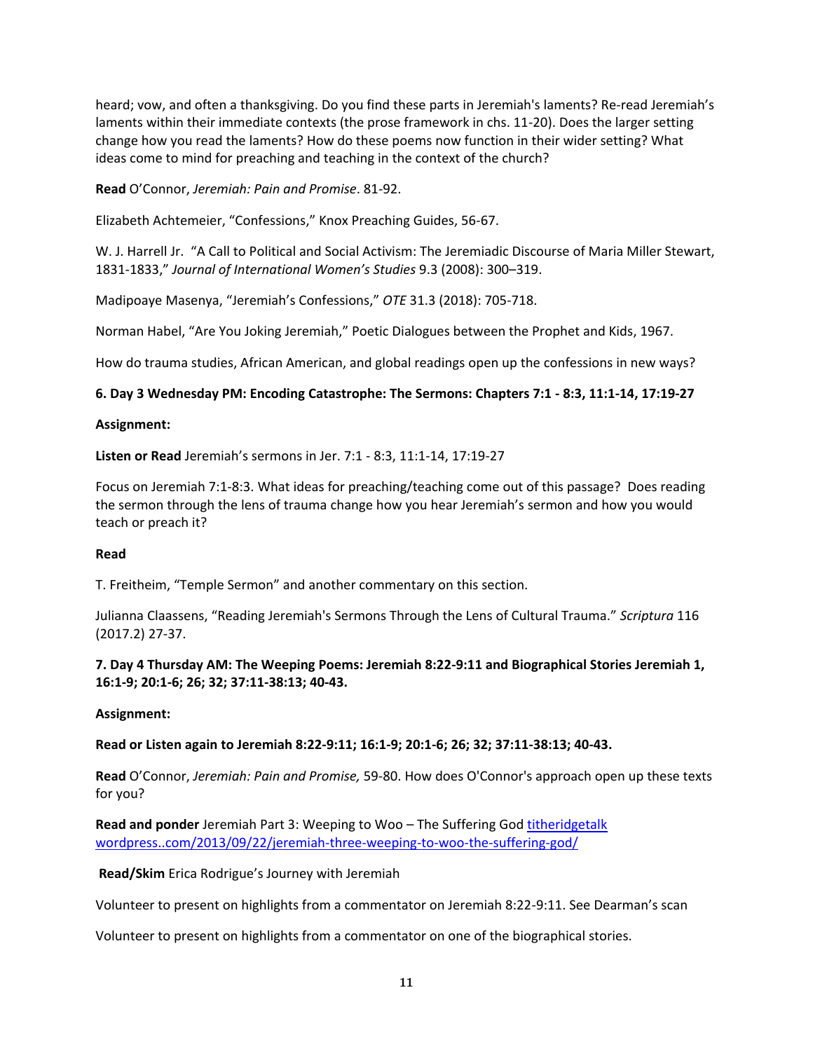heard; vow, and often a thanksgiving. Do you find these parts in Jeremiah's laments? Re-read Jeremiah's laments within their immediate contexts (the prose framework in chs. 11-20). Does the larger setting change how you read the laments? How do these poems now function in their wider setting? What ideas come to mind for preaching and teaching in the context of the church?

**Read** O'Connor, *Jeremiah: Pain and Promise*. 81-92.

Elizabeth Achtemeier, "Confessions," Knox Preaching Guides, 56-67.

W. J. Harrell Jr. "A Call to Political and Social Activism: The Jeremiadic Discourse of Maria Miller Stewart, 1831-1833," *Journal of International Women's Studies* 9.3 (2008): 300–319.

Madipoaye Masenya, "Jeremiah's Confessions," *OTE* 31.3 (2018): 705-718.

Norman Habel, "Are You Joking Jeremiah," Poetic Dialogues between the Prophet and Kids, 1967.

How do trauma studies, African American, and global readings open up the confessions in new ways?

**6. Day 3 Wednesday PM: Encoding Catastrophe: The Sermons: Chapters 7:1 - 8:3, 11:1-14, 17:19-27**

**Assignment:**

**Listen or Read** Jeremiah's sermons in Jer. 7:1 - 8:3, 11:1-14, 17:19-27

Focus on Jeremiah 7:1-8:3. What ideas for preaching/teaching come out of this passage? Does reading the sermon through the lens of trauma change how you hear Jeremiah's sermon and how you would teach or preach it?

**Read**

T. Freitheim, "Temple Sermon" and another commentary on this section.

Julianna Claassens, "Reading Jeremiah's Sermons Through the Lens of Cultural Trauma." *Scriptura* 116 (2017.2) 27-37.

**7. Day 4 Thursday AM: The Weeping Poems: Jeremiah 8:22-9:11 and Biographical Stories Jeremiah 1, 16:1-9; 20:1-6; 26; 32; 37:11-38:13; 40-43.**

**Assignment:**

**Read or Listen again to Jeremiah 8:22-9:11; 16:1-9; 20:1-6; 26; 32; 37:11-38:13; 40-43.**

**Read** O'Connor, *Jeremiah: Pain and Promise,* 59-80. How does O'Connor's approach open up these texts for you?

**Read and ponder** Jeremiah Part 3: Weeping to Woo – The Suffering God titheridgetalk wordpress..com/2013/09/22/jeremiah-three-weeping-to-woo-the-suffering-god/

**Read/Skim** Erica Rodrigue's Journey with Jeremiah

Volunteer to present on highlights from a commentator on Jeremiah 8:22-9:11. See Dearman's scan

Volunteer to present on highlights from a commentator on one of the biographical stories.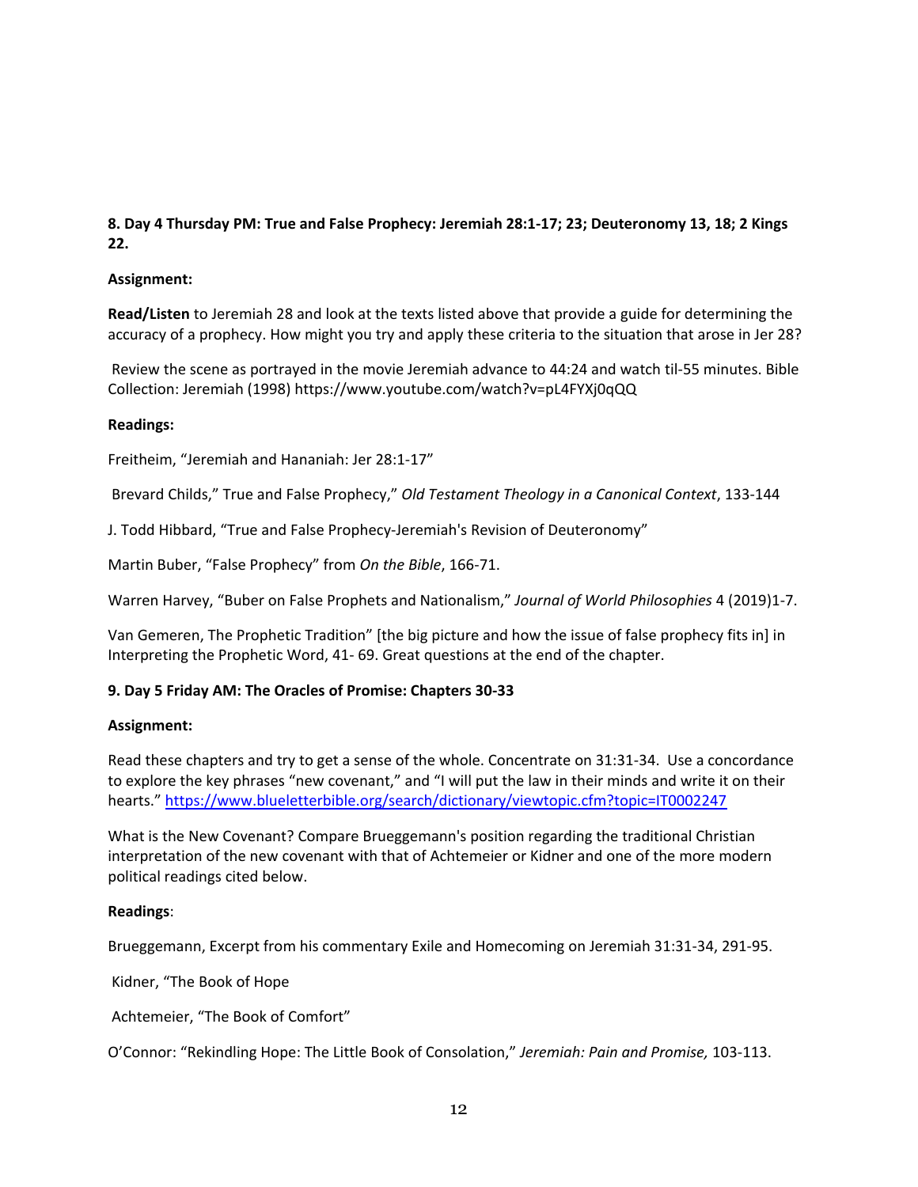**8. Day 4 Thursday PM: True and False Prophecy: Jeremiah 28:1-17; 23; Deuteronomy 13, 18; 2 Kings 22.**

**Assignment:**

**Read/Listen** to Jeremiah 28 and look at the texts listed above that provide a guide for determining the accuracy of a prophecy. How might you try and apply these criteria to the situation that arose in Jer 28?

Review the scene as portrayed in the movie Jeremiah advance to 44:24 and watch til-55 minutes. Bible Collection: Jeremiah (1998) https://www.youtube.com/watch?v=pL4FYXj0qQQ

**Readings:**

Freitheim, "Jeremiah and Hananiah: Jer 28:1-17"

Brevard Childs," True and False Prophecy," *Old Testament Theology in a Canonical Context*, 133-144

J. Todd Hibbard, "True and False Prophecy-Jeremiah's Revision of Deuteronomy"

Martin Buber, "False Prophecy" from *On the Bible*, 166-71.

Warren Harvey, "Buber on False Prophets and Nationalism," *Journal of World Philosophies* 4 (2019)1-7.

Van Gemeren, The Prophetic Tradition" [the big picture and how the issue of false prophecy fits in] in Interpreting the Prophetic Word, 41- 69. Great questions at the end of the chapter.

**9. Day 5 Friday AM: The Oracles of Promise: Chapters 30-33**

**Assignment:**

Read these chapters and try to get a sense of the whole. Concentrate on 31:31-34. Use a concordance to explore the key phrases "new covenant," and "I will put the law in their minds and write it on their hearts." https://www.blueletterbible.org/search/dictionary/viewtopic.cfm?topic=IT0002247

What is the New Covenant? Compare Brueggemann's position regarding the traditional Christian interpretation of the new covenant with that of Achtemeier or Kidner and one of the more modern political readings cited below.

**Readings**:

Brueggemann, Excerpt from his commentary Exile and Homecoming on Jeremiah 31:31-34, 291-95.

Kidner, "The Book of Hope

Achtemeier, "The Book of Comfort"

O'Connor: "Rekindling Hope: The Little Book of Consolation," *Jeremiah: Pain and Promise,* 103-113.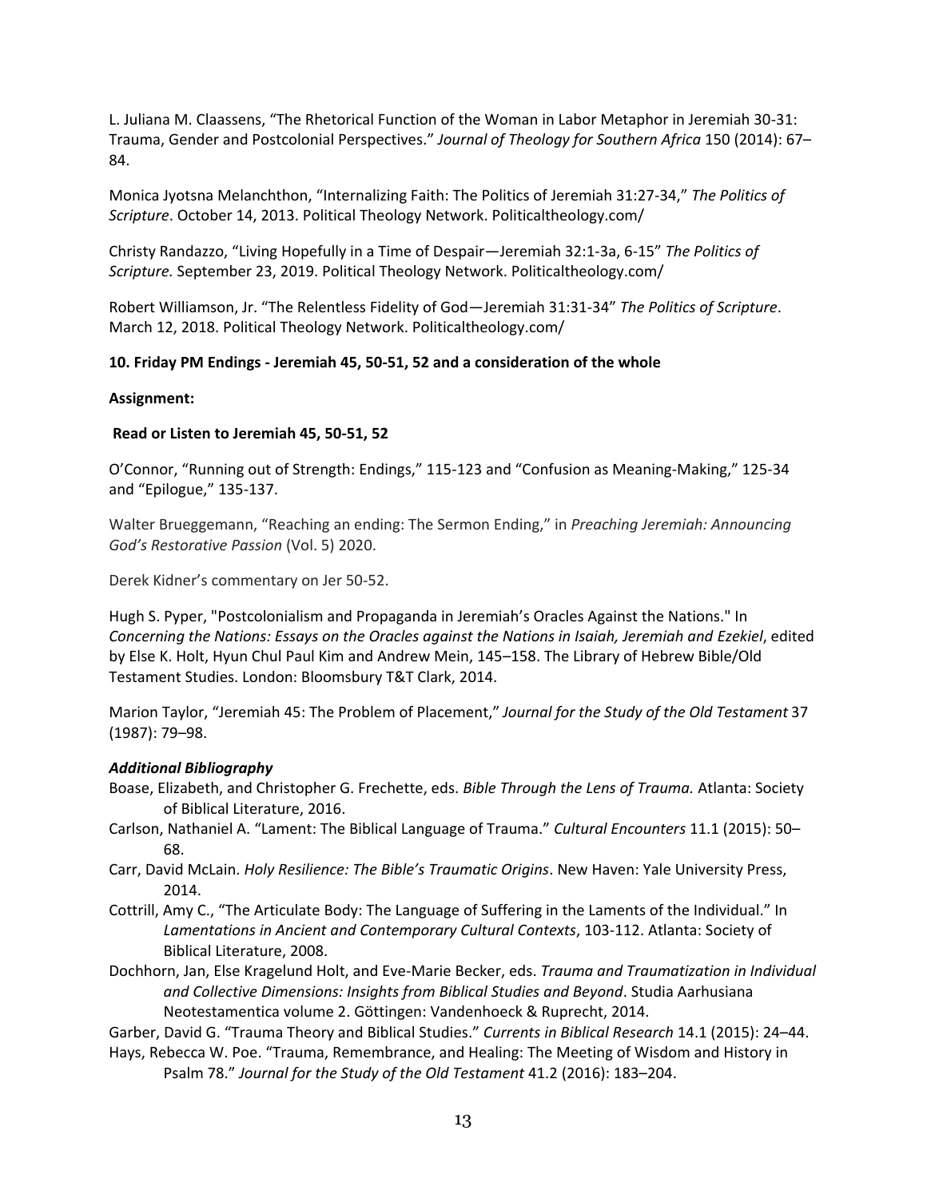L. Juliana M. Claassens, "The Rhetorical Function of the Woman in Labor Metaphor in Jeremiah 30-31: Trauma, Gender and Postcolonial Perspectives." *Journal of Theology for Southern Africa* 150 (2014): 67–84.

Monica Jyotsna Melanchthon, "Internalizing Faith: The Politics of Jeremiah 31:27-34," *The Politics of Scripture*. October 14, 2013. Political Theology Network. Politicaltheology.com/

Christy Randazzo, "Living Hopefully in a Time of Despair—Jeremiah 32:1-3a, 6-15" *The Politics of Scripture.* September 23, 2019. Political Theology Network. Politicaltheology.com/

Robert Williamson, Jr. "The Relentless Fidelity of God—Jeremiah 31:31-34" *The Politics of Scripture*. March 12, 2018. Political Theology Network. Politicaltheology.com/

**10. Friday PM Endings - Jeremiah 45, 50-51, 52 and a consideration of the whole**

**Assignment:**

**Read or Listen to Jeremiah 45, 50-51, 52**

O'Connor, "Running out of Strength: Endings," 115-123 and "Confusion as Meaning-Making," 125-34 and "Epilogue," 135-137.

Walter Brueggemann, "Reaching an ending: The Sermon Ending," in *Preaching Jeremiah: Announcing God's Restorative Passion* (Vol. 5) 2020.

Derek Kidner's commentary on Jer 50-52.

Hugh S. Pyper, "Postcolonialism and Propaganda in Jeremiah's Oracles Against the Nations." In *Concerning the Nations: Essays on the Oracles against the Nations in Isaiah, Jeremiah and Ezekiel*, edited by Else K. Holt, Hyun Chul Paul Kim and Andrew Mein, 145–158. The Library of Hebrew Bible/Old Testament Studies. London: Bloomsbury T&T Clark, 2014.

Marion Taylor, "Jeremiah 45: The Problem of Placement," *Journal for the Study of the Old Testament* 37 (1987): 79–98.

***Additional Bibliography***

Boase, Elizabeth, and Christopher G. Frechette, eds. *Bible Through the Lens of Trauma.* Atlanta: Society of Biblical Literature, 2016.

Carlson, Nathaniel A. "Lament: The Biblical Language of Trauma." *Cultural Encounters* 11.1 (2015): 50–68.

Carr, David McLain. *Holy Resilience: The Bible's Traumatic Origins*. New Haven: Yale University Press, 2014.

Cottrill, Amy C., "The Articulate Body: The Language of Suffering in the Laments of the Individual." In *Lamentations in Ancient and Contemporary Cultural Contexts*, 103-112. Atlanta: Society of Biblical Literature, 2008.

Dochhorn, Jan, Else Kragelund Holt, and Eve-Marie Becker, eds. *Trauma and Traumatization in Individual and Collective Dimensions: Insights from Biblical Studies and Beyond*. Studia Aarhusiana Neotestamentica volume 2. Göttingen: Vandenhoeck & Ruprecht, 2014.

Garber, David G. "Trauma Theory and Biblical Studies." *Currents in Biblical Research* 14.1 (2015): 24–44.

Hays, Rebecca W. Poe. "Trauma, Remembrance, and Healing: The Meeting of Wisdom and History in Psalm 78." *Journal for the Study of the Old Testament* 41.2 (2016): 183–204.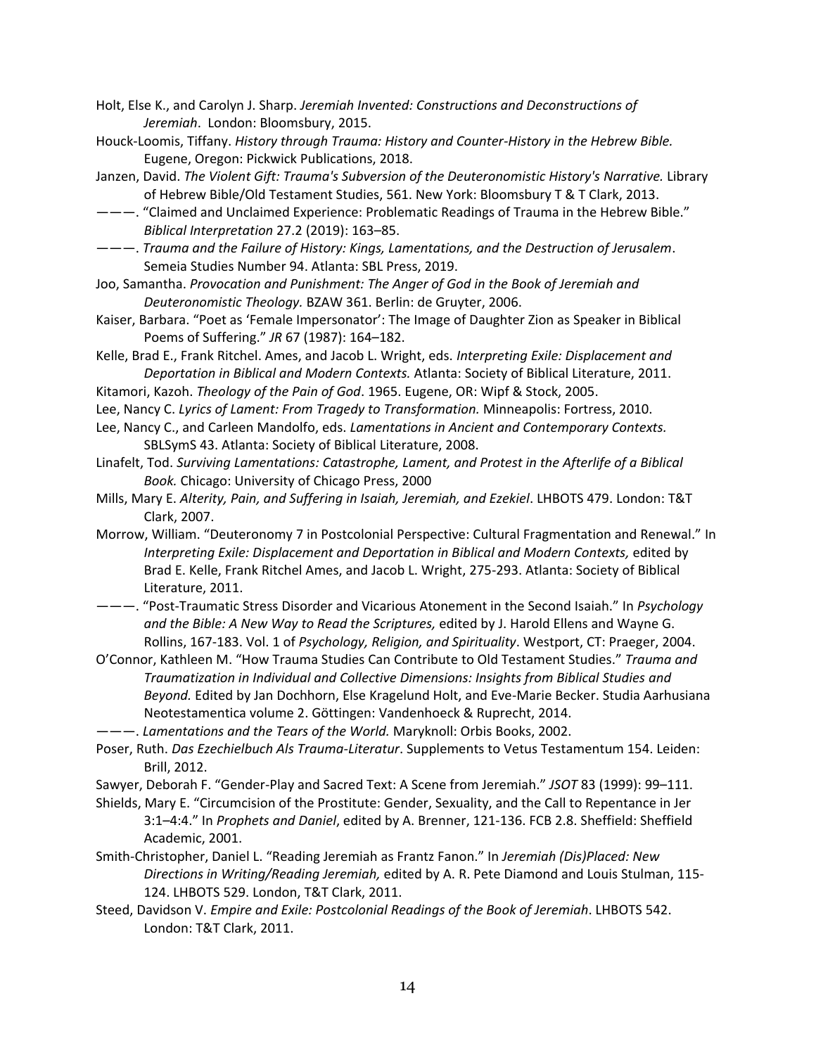Holt, Else K., and Carolyn J. Sharp. *Jeremiah Invented: Constructions and Deconstructions of Jeremiah*. London: Bloomsbury, 2015.

Houck-Loomis, Tiffany. *History through Trauma: History and Counter-History in the Hebrew Bible.* Eugene, Oregon: Pickwick Publications, 2018.

Janzen, David. *The Violent Gift: Trauma's Subversion of the Deuteronomistic History's Narrative.* Library of Hebrew Bible/Old Testament Studies, 561. New York: Bloomsbury T & T Clark, 2013.

———. "Claimed and Unclaimed Experience: Problematic Readings of Trauma in the Hebrew Bible." *Biblical Interpretation* 27.2 (2019): 163–85.

———. *Trauma and the Failure of History: Kings, Lamentations, and the Destruction of Jerusalem*. Semeia Studies Number 94. Atlanta: SBL Press, 2019.

Joo, Samantha. *Provocation and Punishment: The Anger of God in the Book of Jeremiah and Deuteronomistic Theology.* BZAW 361. Berlin: de Gruyter, 2006.

Kaiser, Barbara. "Poet as 'Female Impersonator': The Image of Daughter Zion as Speaker in Biblical Poems of Suffering." *JR* 67 (1987): 164–182.

Kelle, Brad E., Frank Ritchel. Ames, and Jacob L. Wright, eds. *Interpreting Exile: Displacement and Deportation in Biblical and Modern Contexts.* Atlanta: Society of Biblical Literature, 2011.

Kitamori, Kazoh. *Theology of the Pain of God*. 1965. Eugene, OR: Wipf & Stock, 2005.

Lee, Nancy C. *Lyrics of Lament: From Tragedy to Transformation.* Minneapolis: Fortress, 2010.

Lee, Nancy C., and Carleen Mandolfo, eds. *Lamentations in Ancient and Contemporary Contexts.* SBLSymS 43. Atlanta: Society of Biblical Literature, 2008.

Linafelt, Tod. *Surviving Lamentations: Catastrophe, Lament, and Protest in the Afterlife of a Biblical Book.* Chicago: University of Chicago Press, 2000

Mills, Mary E. *Alterity, Pain, and Suffering in Isaiah, Jeremiah, and Ezekiel*. LHBOTS 479. London: T&T Clark, 2007.

Morrow, William. "Deuteronomy 7 in Postcolonial Perspective: Cultural Fragmentation and Renewal." In *Interpreting Exile: Displacement and Deportation in Biblical and Modern Contexts,* edited by Brad E. Kelle, Frank Ritchel Ames, and Jacob L. Wright, 275-293. Atlanta: Society of Biblical Literature, 2011.

———. "Post-Traumatic Stress Disorder and Vicarious Atonement in the Second Isaiah." In *Psychology and the Bible: A New Way to Read the Scriptures,* edited by J. Harold Ellens and Wayne G. Rollins, 167-183. Vol. 1 of *Psychology, Religion, and Spirituality*. Westport, CT: Praeger, 2004.

O'Connor, Kathleen M. "How Trauma Studies Can Contribute to Old Testament Studies." *Trauma and Traumatization in Individual and Collective Dimensions: Insights from Biblical Studies and Beyond.* Edited by Jan Dochhorn, Else Kragelund Holt, and Eve-Marie Becker. Studia Aarhusiana Neotestamentica volume 2. Göttingen: Vandenhoeck & Ruprecht, 2014.

———. *Lamentations and the Tears of the World.* Maryknoll: Orbis Books, 2002.

Poser, Ruth. *Das Ezechielbuch Als Trauma-Literatur*. Supplements to Vetus Testamentum 154. Leiden: Brill, 2012.

Sawyer, Deborah F. "Gender-Play and Sacred Text: A Scene from Jeremiah." *JSOT* 83 (1999): 99–111.

Shields, Mary E. "Circumcision of the Prostitute: Gender, Sexuality, and the Call to Repentance in Jer 3:1–4:4." In *Prophets and Daniel*, edited by A. Brenner, 121-136. FCB 2.8. Sheffield: Sheffield Academic, 2001.

Smith-Christopher, Daniel L. "Reading Jeremiah as Frantz Fanon." In *Jeremiah (Dis)Placed: New Directions in Writing/Reading Jeremiah,* edited by A. R. Pete Diamond and Louis Stulman, 115-124. LHBOTS 529. London, T&T Clark, 2011.

Steed, Davidson V. *Empire and Exile: Postcolonial Readings of the Book of Jeremiah*. LHBOTS 542. London: T&T Clark, 2011.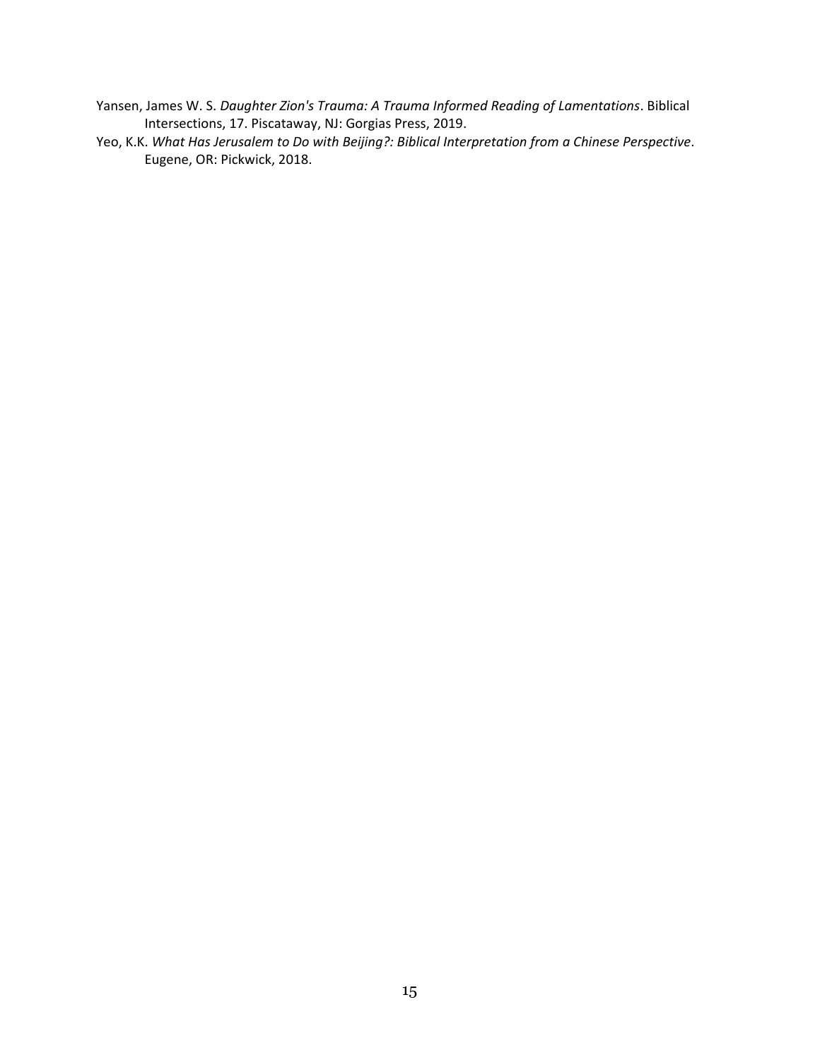Yansen, James W. S. *Daughter Zion's Trauma: A Trauma Informed Reading of Lamentations*. Biblical Intersections, 17. Piscataway, NJ: Gorgias Press, 2019.

Yeo, K.K. *What Has Jerusalem to Do with Beijing?: Biblical Interpretation from a Chinese Perspective*. Eugene, OR: Pickwick, 2018.